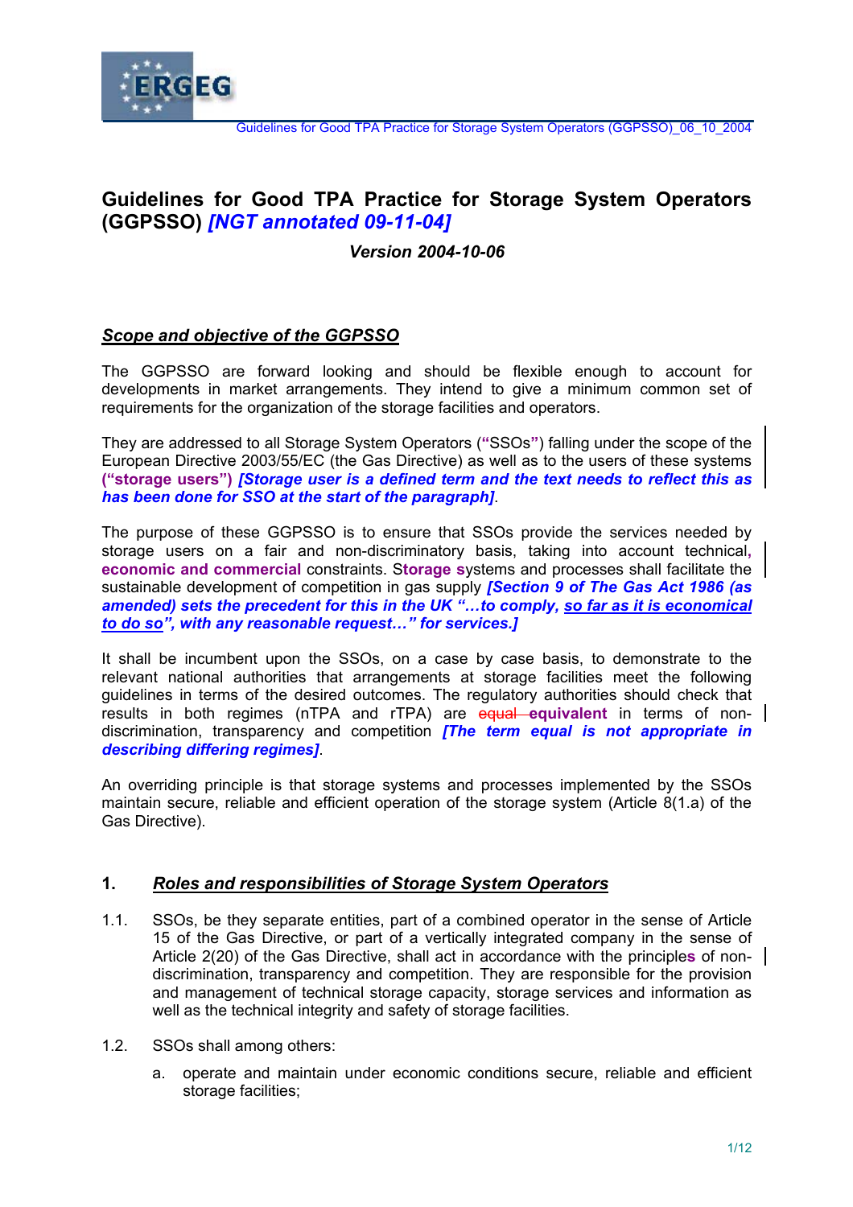# Guidelines for Good TPA Practice for Storage System Operators (GGPSSO) *[NGT annotated 09-11-04]*

***Version 2004-10-06***

## *Scope and objective of the GGPSSO*

The GGPSSO are forward looking and should be flexible enough to account for developments in market arrangements. They intend to give a minimum common set of requirements for the organization of the storage facilities and operators.

They are addressed to all Storage System Operators (**"**SSOs**"**) falling under the scope of the European Directive 2003/55/EC (the Gas Directive) as well as to the users of these systems **("storage users")** ***[Storage user is a defined term and the text needs to reflect this as has been done for SSO at the start of the paragraph]***.

The purpose of these GGPSSO is to ensure that SSOs provide the services needed by storage users on a fair and non-discriminatory basis, taking into account technical**, economic and commercial** constraints. S**torage s**ystems and processes shall facilitate the sustainable development of competition in gas supply ***[Section 9 of The Gas Act 1986 (as amended) sets the precedent for this in the UK "…to comply, so far as it is economical to do so", with any reasonable request…" for services.]***

It shall be incumbent upon the SSOs, on a case by case basis, to demonstrate to the relevant national authorities that arrangements at storage facilities meet the following guidelines in terms of the desired outcomes. The regulatory authorities should check that results in both regimes (nTPA and rTPA) are ~~equal~~ **equivalent** in terms of non-discrimination, transparency and competition ***[The term equal is not appropriate in describing differing regimes]***.

An overriding principle is that storage systems and processes implemented by the SSOs maintain secure, reliable and efficient operation of the storage system (Article 8(1.a) of the Gas Directive).

## 1. *Roles and responsibilities of Storage System Operators*

1.1. SSOs, be they separate entities, part of a combined operator in the sense of Article 15 of the Gas Directive, or part of a vertically integrated company in the sense of Article 2(20) of the Gas Directive, shall act in accordance with the principle**s** of non-discrimination, transparency and competition. They are responsible for the provision and management of technical storage capacity, storage services and information as well as the technical integrity and safety of storage facilities.

1.2. SSOs shall among others:

a. operate and maintain under economic conditions secure, reliable and efficient storage facilities;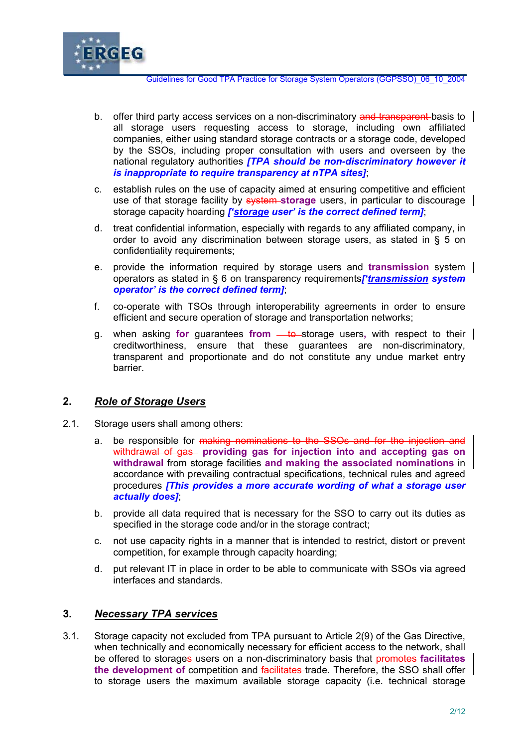b. offer third party access services on a non-discriminatory ~~and transparent~~ basis to all storage users requesting access to storage, including own affiliated companies, either using standard storage contracts or a storage code, developed by the SSOs, including proper consultation with users and overseen by the national regulatory authorities ***[TPA should be non-discriminatory however it is inappropriate to require transparency at nTPA sites]***;

c. establish rules on the use of capacity aimed at ensuring competitive and efficient use of that storage facility by ~~system~~ **storage** users, in particular to discourage storage capacity hoarding ***['storage user' is the correct defined term]***;

d. treat confidential information, especially with regards to any affiliated company, in order to avoid any discrimination between storage users, as stated in § 5 on confidentiality requirements;

e. provide the information required by storage users and **transmission** system operators as stated in § 6 on transparency requirements***['transmission system operator' is the correct defined term]***;

f. co-operate with TSOs through interoperability agreements in order to ensure efficient and secure operation of storage and transportation networks;

g. when asking **for** guarantees **from** ~~to~~ storage users**,** with respect to their creditworthiness, ensure that these guarantees are non-discriminatory, transparent and proportionate and do not constitute any undue market entry barrier.

## 2. ***Role of Storage Users***

2.1. Storage users shall among others:

a. be responsible for ~~making nominations to the SSOs and for the injection and withdrawal of gas~~ **providing gas for injection into and accepting gas on withdrawal** from storage facilities **and making the associated nominations** in accordance with prevailing contractual specifications, technical rules and agreed procedures ***[This provides a more accurate wording of what a storage user actually does]***;

b. provide all data required that is necessary for the SSO to carry out its duties as specified in the storage code and/or in the storage contract;

c. not use capacity rights in a manner that is intended to restrict, distort or prevent competition, for example through capacity hoarding;

d. put relevant IT in place in order to be able to communicate with SSOs via agreed interfaces and standards.

## 3. ***Necessary TPA services***

3.1. Storage capacity not excluded from TPA pursuant to Article 2(9) of the Gas Directive, when technically and economically necessary for efficient access to the network, shall be offered to storage~~s~~ users on a non-discriminatory basis that ~~promotes~~ **facilitates the development of** competition and ~~facilitates~~ trade. Therefore, the SSO shall offer to storage users the maximum available storage capacity (i.e. technical storage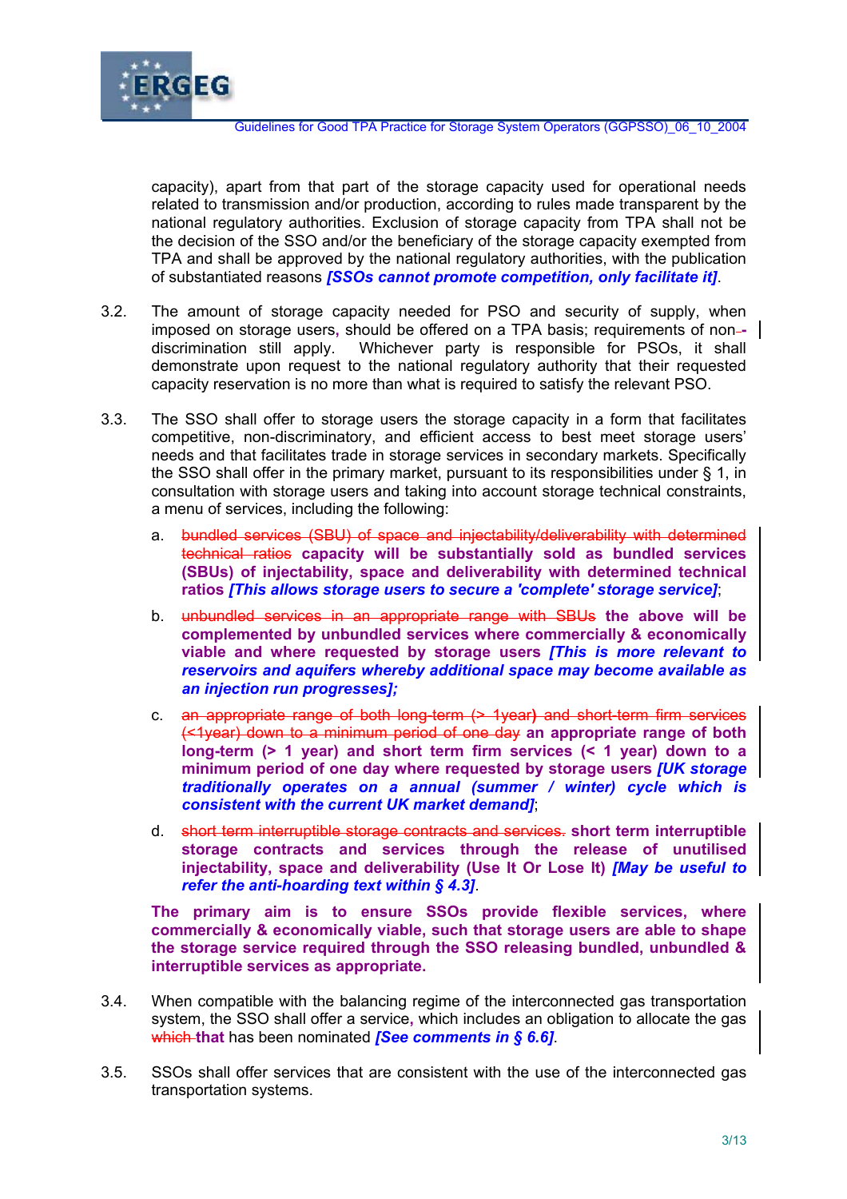capacity), apart from that part of the storage capacity used for operational needs related to transmission and/or production, according to rules made transparent by the national regulatory authorities. Exclusion of storage capacity from TPA shall not be the decision of the SSO and/or the beneficiary of the storage capacity exempted from TPA and shall be approved by the national regulatory authorities, with the publication of substantiated reasons ***[SSOs cannot promote competition, only facilitate it]***.

3.2. The amount of storage capacity needed for PSO and security of supply, when imposed on storage users, should be offered on a TPA basis; requirements of non-discrimination still apply. Whichever party is responsible for PSOs, it shall demonstrate upon request to the national regulatory authority that their requested capacity reservation is no more than what is required to satisfy the relevant PSO.

3.3. The SSO shall offer to storage users the storage capacity in a form that facilitates competitive, non-discriminatory, and efficient access to best meet storage users' needs and that facilitates trade in storage services in secondary markets. Specifically the SSO shall offer in the primary market, pursuant to its responsibilities under § 1, in consultation with storage users and taking into account storage technical constraints, a menu of services, including the following:

a. ~~bundled services (SBU) of space and injectability/deliverability with determined technical ratios~~ **capacity will be substantially sold as bundled services (SBUs) of injectability, space and deliverability with determined technical ratios** ***[This allows storage users to secure a 'complete' storage service]***;

b. ~~unbundled services in an appropriate range with SBUs~~ **the above will be complemented by unbundled services where commercially & economically viable and where requested by storage users** ***[This is more relevant to reservoirs and aquifers whereby additional space may become available as an injection run progresses];***

c. ~~an appropriate range of both long-term (> 1year) and short-term firm services (<1year) down to a minimum period of one day~~ **an appropriate range of both long-term (> 1 year) and short term firm services (< 1 year) down to a minimum period of one day where requested by storage users** ***[UK storage traditionally operates on a annual (summer / winter) cycle which is consistent with the current UK market demand]***;

d. ~~short term interruptible storage contracts and services.~~ **short term interruptible storage contracts and services through the release of unutilised injectability, space and deliverability (Use It Or Lose It)** ***[May be useful to refer the anti-hoarding text within § 4.3]***.

**The primary aim is to ensure SSOs provide flexible services, where commercially & economically viable, such that storage users are able to shape the storage service required through the SSO releasing bundled, unbundled & interruptible services as appropriate.**

3.4. When compatible with the balancing regime of the interconnected gas transportation system, the SSO shall offer a service, which includes an obligation to allocate the gas ~~which~~ **that** has been nominated ***[See comments in § 6.6]***.

3.5. SSOs shall offer services that are consistent with the use of the interconnected gas transportation systems.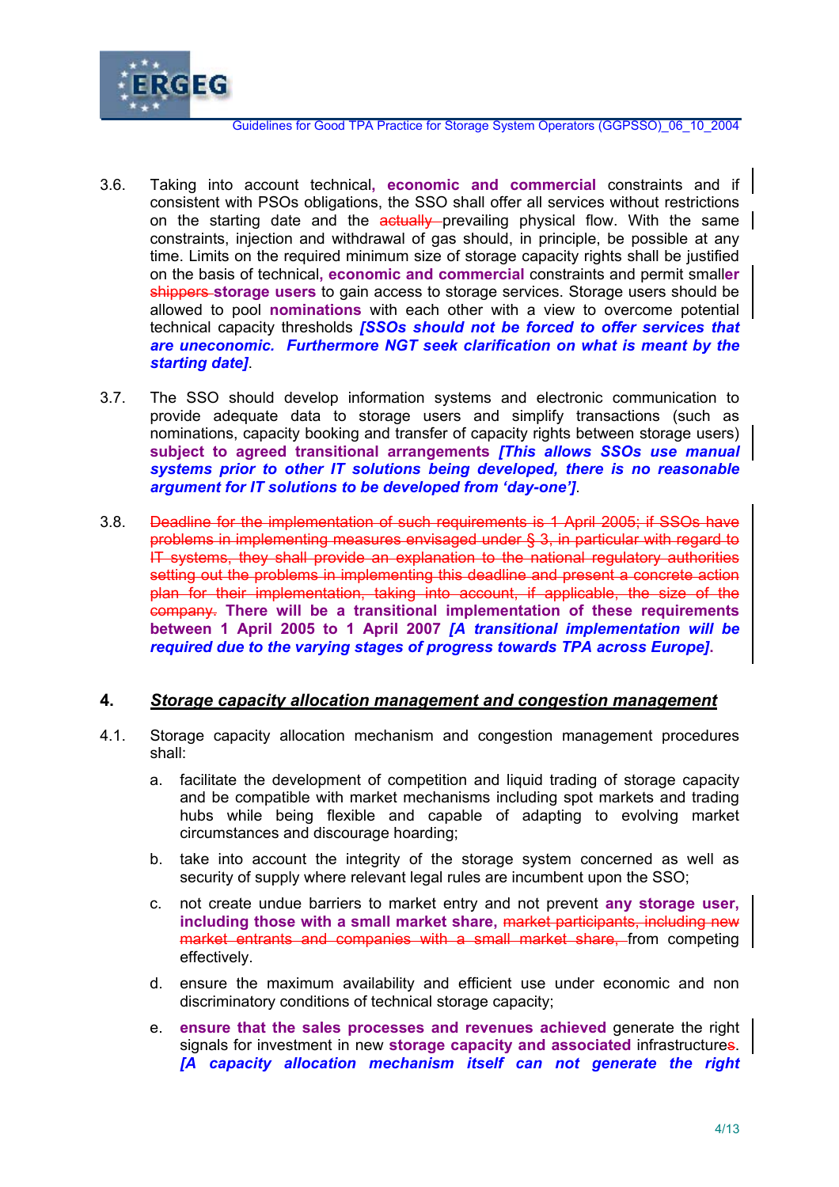3.6. Taking into account technical**, economic and commercial** constraints and if consistent with PSOs obligations, the SSO shall offer all services without restrictions on the starting date and the ~~actually~~ prevailing physical flow. With the same constraints, injection and withdrawal of gas should, in principle, be possible at any time. Limits on the required minimum size of storage capacity rights shall be justified on the basis of technical**, economic and commercial** constraints and permit small**er** ~~shippers~~ **storage users** to gain access to storage services. Storage users should be allowed to pool **nominations** with each other with a view to overcome potential technical capacity thresholds ***[SSOs should not be forced to offer services that are uneconomic. Furthermore NGT seek clarification on what is meant by the starting date]***.

3.7. The SSO should develop information systems and electronic communication to provide adequate data to storage users and simplify transactions (such as nominations, capacity booking and transfer of capacity rights between storage users) **subject to agreed transitional arrangements** ***[This allows SSOs use manual systems prior to other IT solutions being developed, there is no reasonable argument for IT solutions to be developed from 'day-one']***.

3.8. ~~Deadline for the implementation of such requirements is 1 April 2005; if SSOs have problems in implementing measures envisaged under § 3, in particular with regard to IT systems, they shall provide an explanation to the national regulatory authorities setting out the problems in implementing this deadline and present a concrete action plan for their implementation, taking into account, if applicable, the size of the company.~~ **There will be a transitional implementation of these requirements between 1 April 2005 to 1 April 2007** ***[A transitional implementation will be required due to the varying stages of progress towards TPA across Europe]***.

## 4. *Storage capacity allocation management and congestion management*

4.1. Storage capacity allocation mechanism and congestion management procedures shall:

a. facilitate the development of competition and liquid trading of storage capacity and be compatible with market mechanisms including spot markets and trading hubs while being flexible and capable of adapting to evolving market circumstances and discourage hoarding;

b. take into account the integrity of the storage system concerned as well as security of supply where relevant legal rules are incumbent upon the SSO;

c. not create undue barriers to market entry and not prevent **any storage user, including those with a small market share,** ~~market participants, including new market entrants and companies with a small market share,~~ from competing effectively.

d. ensure the maximum availability and efficient use under economic and non discriminatory conditions of technical storage capacity;

e. **ensure that the sales processes and revenues achieved** generate the right signals for investment in new **storage capacity and associated** infrastructure~~s~~. ***[A capacity allocation mechanism itself can not generate the right***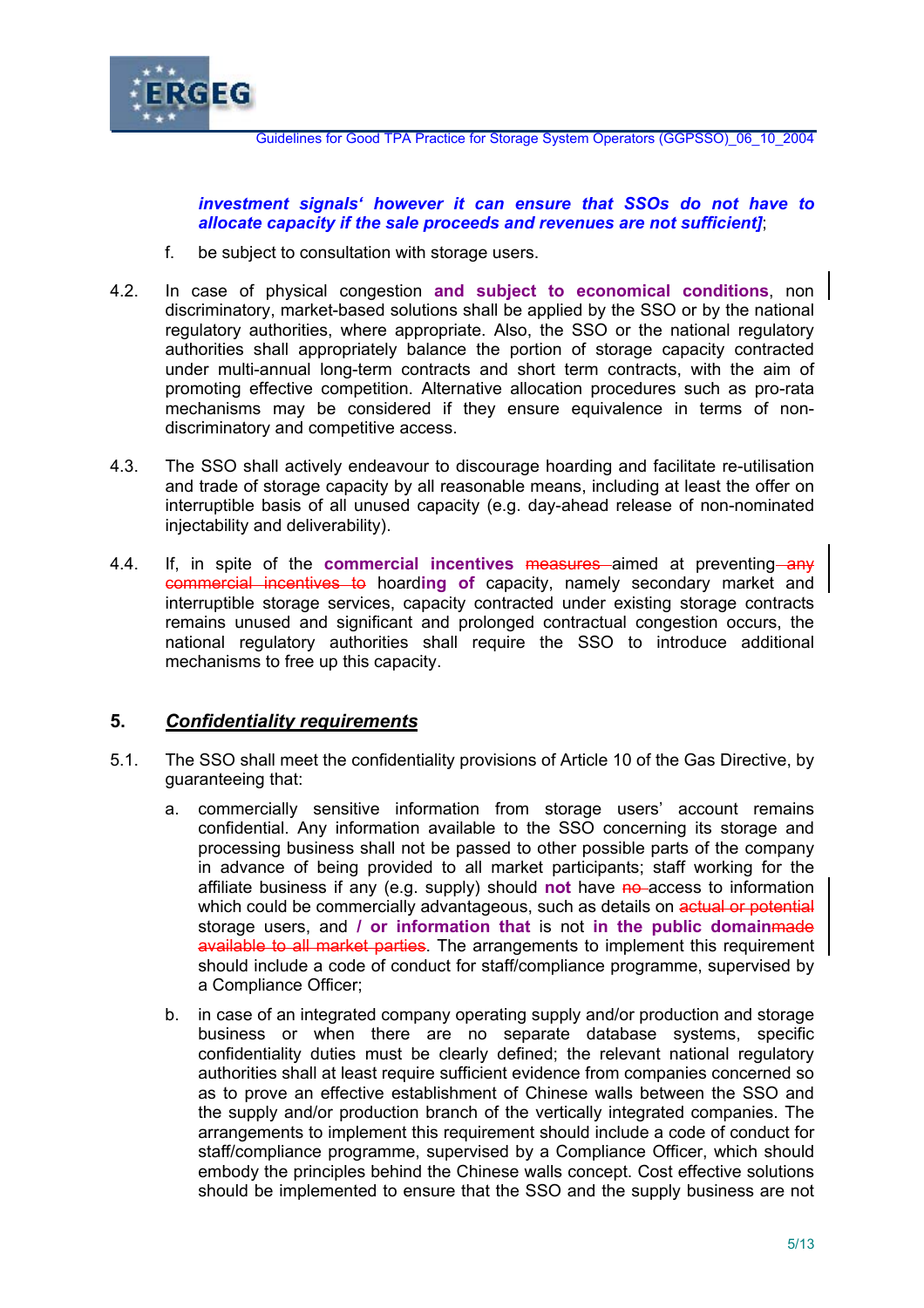***investment signals' however it can ensure that SSOs do not have to allocate capacity if the sale proceeds and revenues are not sufficient]***;

f. be subject to consultation with storage users.

4.2. In case of physical congestion **and subject to economical conditions**, non discriminatory, market-based solutions shall be applied by the SSO or by the national regulatory authorities, where appropriate. Also, the SSO or the national regulatory authorities shall appropriately balance the portion of storage capacity contracted under multi-annual long-term contracts and short term contracts, with the aim of promoting effective competition. Alternative allocation procedures such as pro-rata mechanisms may be considered if they ensure equivalence in terms of non-discriminatory and competitive access.

4.3. The SSO shall actively endeavour to discourage hoarding and facilitate re-utilisation and trade of storage capacity by all reasonable means, including at least the offer on interruptible basis of all unused capacity (e.g. day-ahead release of non-nominated injectability and deliverability).

4.4. If, in spite of the **commercial incentives** ~~measures~~ aimed at preventing ~~any commercial incentives to~~ hoard**ing of** capacity, namely secondary market and interruptible storage services, capacity contracted under existing storage contracts remains unused and significant and prolonged contractual congestion occurs, the national regulatory authorities shall require the SSO to introduce additional mechanisms to free up this capacity.

## 5. *Confidentiality requirements*

5.1. The SSO shall meet the confidentiality provisions of Article 10 of the Gas Directive, by guaranteeing that:

a. commercially sensitive information from storage users' account remains confidential. Any information available to the SSO concerning its storage and processing business shall not be passed to other possible parts of the company in advance of being provided to all market participants; staff working for the affiliate business if any (e.g. supply) should **not** have ~~no~~ access to information which could be commercially advantageous, such as details on ~~actual or potential~~ storage users, and **/ or information that** is not **in the public domain**~~made available to all market parties~~. The arrangements to implement this requirement should include a code of conduct for staff/compliance programme, supervised by a Compliance Officer;

b. in case of an integrated company operating supply and/or production and storage business or when there are no separate database systems, specific confidentiality duties must be clearly defined; the relevant national regulatory authorities shall at least require sufficient evidence from companies concerned so as to prove an effective establishment of Chinese walls between the SSO and the supply and/or production branch of the vertically integrated companies. The arrangements to implement this requirement should include a code of conduct for staff/compliance programme, supervised by a Compliance Officer, which should embody the principles behind the Chinese walls concept. Cost effective solutions should be implemented to ensure that the SSO and the supply business are not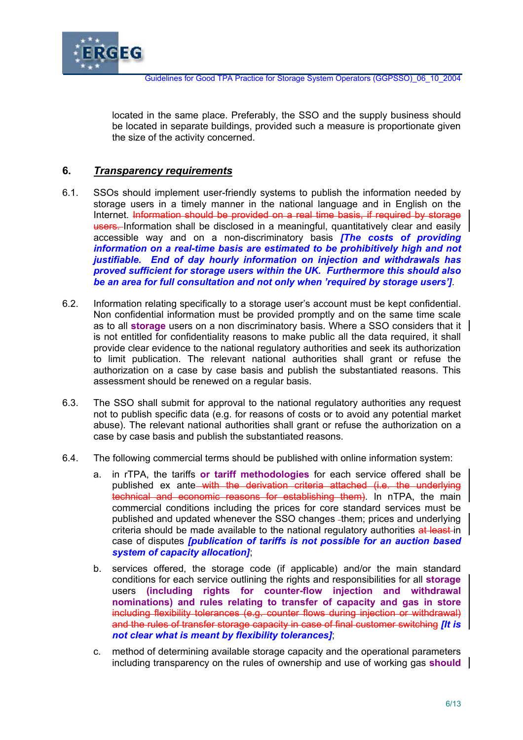located in the same place. Preferably, the SSO and the supply business should be located in separate buildings, provided such a measure is proportionate given the size of the activity concerned.

## 6. *Transparency requirements*

6.1. SSOs should implement user-friendly systems to publish the information needed by storage users in a timely manner in the national language and in English on the Internet. ~~Information should be provided on a real time basis, if required by storage users.~~ Information shall be disclosed in a meaningful, quantitatively clear and easily accessible way and on a non-discriminatory basis ***[The costs of providing information on a real-time basis are estimated to be prohibitively high and not justifiable. End of day hourly information on injection and withdrawals has proved sufficient for storage users within the UK. Furthermore this should also be an area for full consultation and not only when 'required by storage users']***.

6.2. Information relating specifically to a storage user's account must be kept confidential. Non confidential information must be provided promptly and on the same time scale as to all **storage** users on a non discriminatory basis. Where a SSO considers that it is not entitled for confidentiality reasons to make public all the data required, it shall provide clear evidence to the national regulatory authorities and seek its authorization to limit publication. The relevant national authorities shall grant or refuse the authorization on a case by case basis and publish the substantiated reasons. This assessment should be renewed on a regular basis.

6.3. The SSO shall submit for approval to the national regulatory authorities any request not to publish specific data (e.g. for reasons of costs or to avoid any potential market abuse). The relevant national authorities shall grant or refuse the authorization on a case by case basis and publish the substantiated reasons.

6.4. The following commercial terms should be published with online information system:

a. in rTPA, the tariffs **or tariff methodologies** for each service offered shall be published ex ante ~~with the derivation criteria attached (i.e. the underlying technical and economic reasons for establishing them)~~. In nTPA, the main commercial conditions including the prices for core standard services must be published and updated whenever the SSO changes ~~-~~them; prices and underlying criteria should be made available to the national regulatory authorities ~~at least~~ in case of disputes ***[publication of tariffs is not possible for an auction based system of capacity allocation]***;

b. services offered, the storage code (if applicable) and/or the main standard conditions for each service outlining the rights and responsibilities for all **storage** users **(including rights for counter-flow injection and withdrawal nominations) and rules relating to transfer of capacity and gas in store** ~~including flexibility tolerances (e.g. counter flows during injection or withdrawal) and the rules of transfer storage capacity in case of final customer switching~~ ***[It is not clear what is meant by flexibility tolerances]***;

c. method of determining available storage capacity and the operational parameters including transparency on the rules of ownership and use of working gas **should**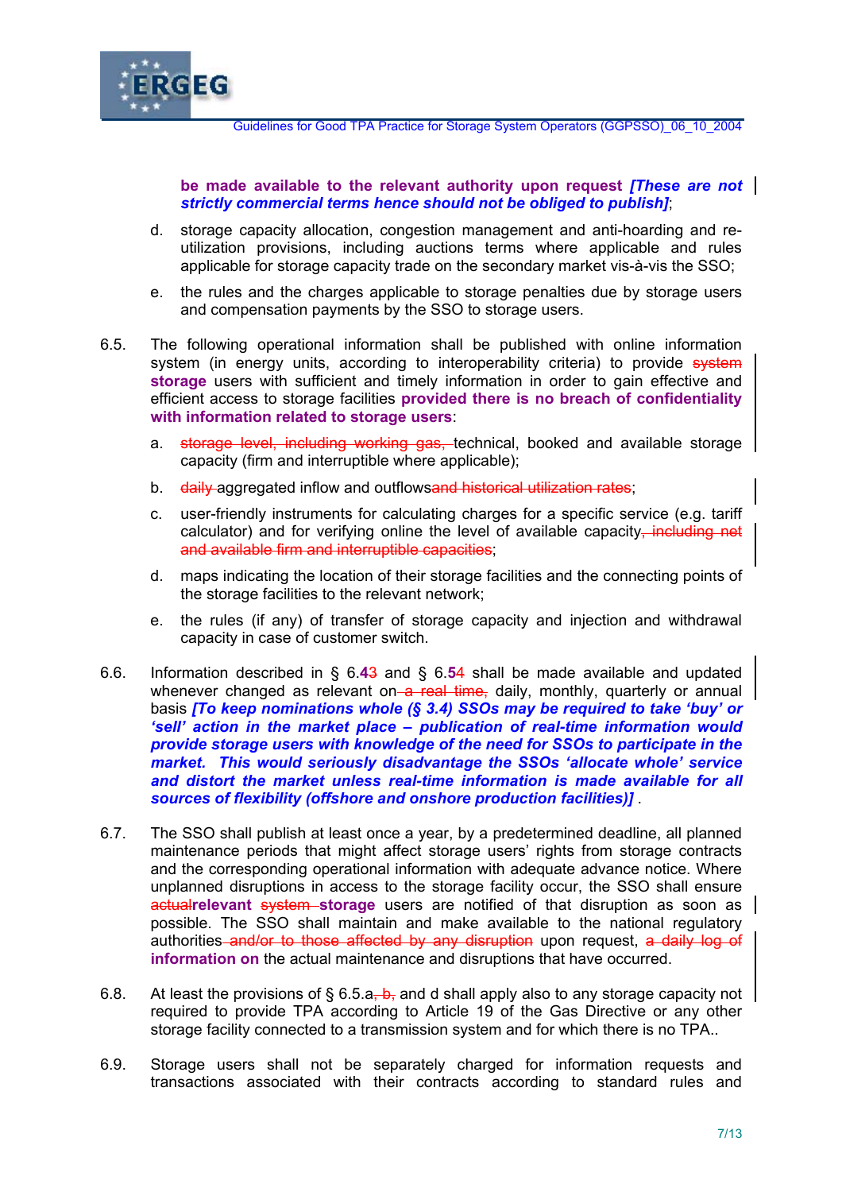**be made available to the relevant authority upon request** ***[These are not strictly commercial terms hence should not be obliged to publish]***;

d. storage capacity allocation, congestion management and anti-hoarding and re-utilization provisions, including auctions terms where applicable and rules applicable for storage capacity trade on the secondary market vis-à-vis the SSO;

e. the rules and the charges applicable to storage penalties due by storage users and compensation payments by the SSO to storage users.

6.5. The following operational information shall be published with online information system (in energy units, according to interoperability criteria) to provide ~~system~~ **storage** users with sufficient and timely information in order to gain effective and efficient access to storage facilities **provided there is no breach of confidentiality with information related to storage users**:

a. ~~storage level, including working gas,~~ technical, booked and available storage capacity (firm and interruptible where applicable);

b. ~~daily~~ aggregated inflow and outflows~~and historical utilization rates~~;

c. user-friendly instruments for calculating charges for a specific service (e.g. tariff calculator) and for verifying online the level of available capacity~~, including net and available firm and interruptible capacities~~;

d. maps indicating the location of their storage facilities and the connecting points of the storage facilities to the relevant network;

e. the rules (if any) of transfer of storage capacity and injection and withdrawal capacity in case of customer switch.

6.6. Information described in § 6.~~4~~**3** and § 6.~~5~~**4** shall be made available and updated whenever changed as relevant on~~ a real time,~~ daily, monthly, quarterly or annual basis ***[To keep nominations whole (§ 3.4) SSOs may be required to take 'buy' or 'sell' action in the market place – publication of real-time information would provide storage users with knowledge of the need for SSOs to participate in the market. This would seriously disadvantage the SSOs 'allocate whole' service and distort the market unless real-time information is made available for all sources of flexibility (offshore and onshore production facilities)]*** .

6.7. The SSO shall publish at least once a year, by a predetermined deadline, all planned maintenance periods that might affect storage users' rights from storage contracts and the corresponding operational information with adequate advance notice. Where unplanned disruptions in access to the storage facility occur, the SSO shall ensure ~~actual~~**relevant** ~~system~~ **storage** users are notified of that disruption as soon as possible. The SSO shall maintain and make available to the national regulatory authorities~~ and/or to those affected by any disruption~~ upon request, ~~a daily log of~~ **information on** the actual maintenance and disruptions that have occurred.

6.8. At least the provisions of § 6.5.a~~, b,~~ and d shall apply also to any storage capacity not required to provide TPA according to Article 19 of the Gas Directive or any other storage facility connected to a transmission system and for which there is no TPA..

6.9. Storage users shall not be separately charged for information requests and transactions associated with their contracts according to standard rules and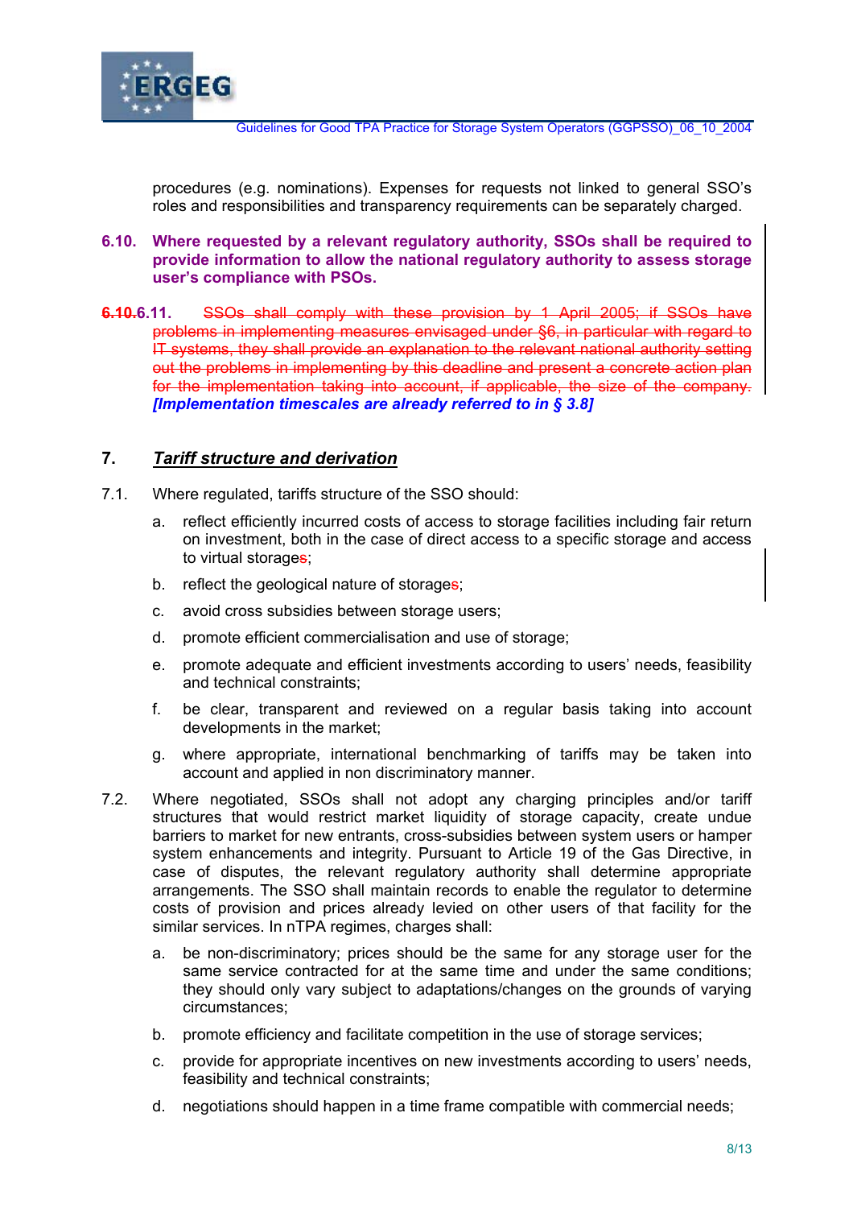procedures (e.g. nominations). Expenses for requests not linked to general SSO's roles and responsibilities and transparency requirements can be separately charged.

**6.10. Where requested by a relevant regulatory authority, SSOs shall be required to provide information to allow the national regulatory authority to assess storage user's compliance with PSOs.**

~~6.10.~~6.11. ~~SSOs shall comply with these provision by 1 April 2005; if SSOs have problems in implementing measures envisaged under §6, in particular with regard to IT systems, they shall provide an explanation to the relevant national authority setting out the problems in implementing by this deadline and present a concrete action plan for the implementation taking into account, if applicable, the size of the company.~~ ***[Implementation timescales are already referred to in § 3.8]***

## 7. *Tariff structure and derivation*

7.1. Where regulated, tariffs structure of the SSO should:

a. reflect efficiently incurred costs of access to storage facilities including fair return on investment, both in the case of direct access to a specific storage and access to virtual storage~~s~~;

b. reflect the geological nature of storage~~s~~;

c. avoid cross subsidies between storage users;

d. promote efficient commercialisation and use of storage;

e. promote adequate and efficient investments according to users' needs, feasibility and technical constraints;

f. be clear, transparent and reviewed on a regular basis taking into account developments in the market;

g. where appropriate, international benchmarking of tariffs may be taken into account and applied in non discriminatory manner.

7.2. Where negotiated, SSOs shall not adopt any charging principles and/or tariff structures that would restrict market liquidity of storage capacity, create undue barriers to market for new entrants, cross-subsidies between system users or hamper system enhancements and integrity. Pursuant to Article 19 of the Gas Directive, in case of disputes, the relevant regulatory authority shall determine appropriate arrangements. The SSO shall maintain records to enable the regulator to determine costs of provision and prices already levied on other users of that facility for the similar services. In nTPA regimes, charges shall:

a. be non-discriminatory; prices should be the same for any storage user for the same service contracted for at the same time and under the same conditions; they should only vary subject to adaptations/changes on the grounds of varying circumstances;

b. promote efficiency and facilitate competition in the use of storage services;

c. provide for appropriate incentives on new investments according to users' needs, feasibility and technical constraints;

d. negotiations should happen in a time frame compatible with commercial needs;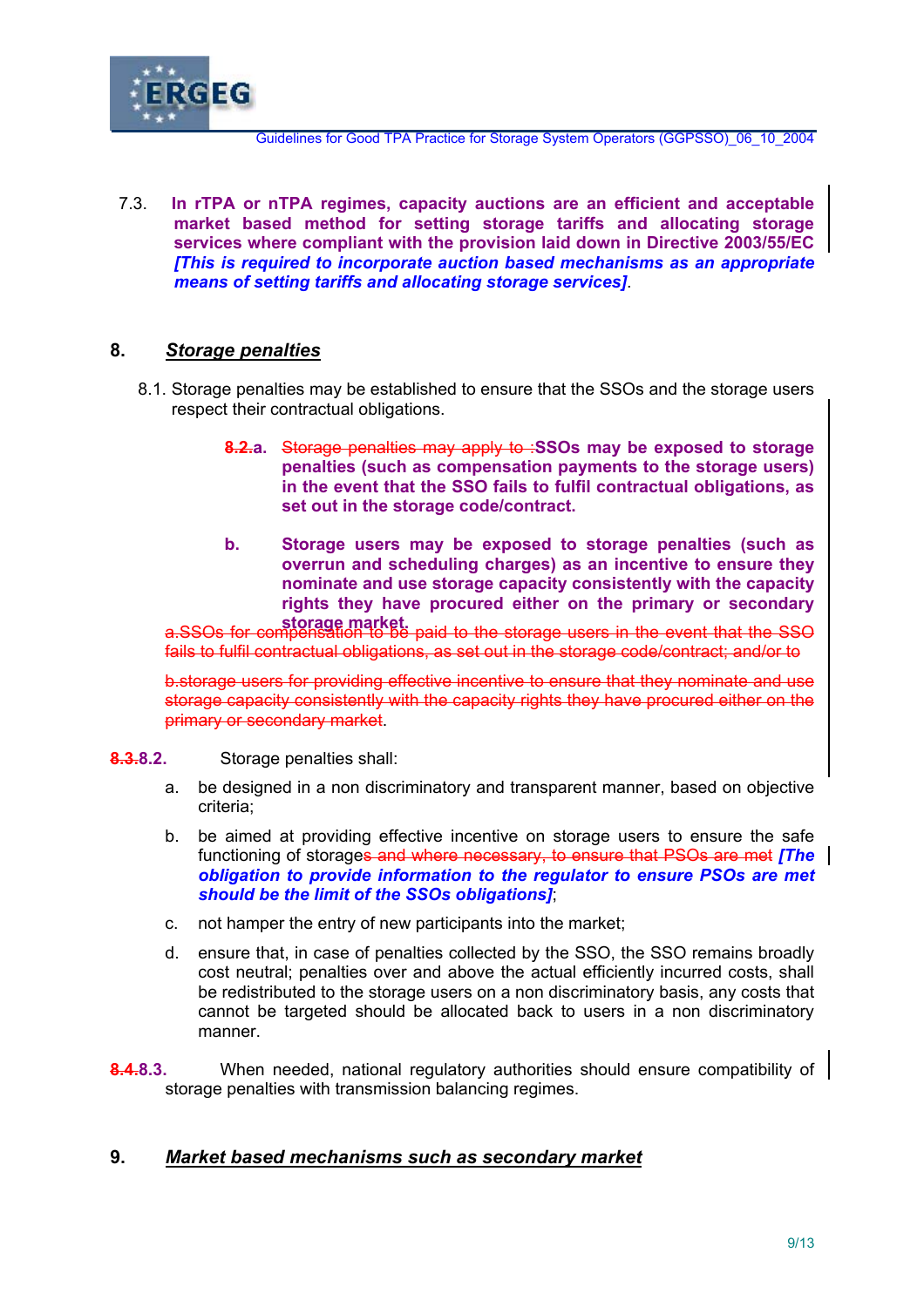7.3. **In rTPA or nTPA regimes, capacity auctions are an efficient and acceptable market based method for setting storage tariffs and allocating storage services where compliant with the provision laid down in Directive 2003/55/EC** ***[This is required to incorporate auction based mechanisms as an appropriate means of setting tariffs and allocating storage services]***.

## 8. ***Storage penalties***

8.1. Storage penalties may be established to ensure that the SSOs and the storage users respect their contractual obligations.

~~8.2.~~**a.** ~~Storage penalties may apply to :~~**SSOs may be exposed to storage penalties (such as compensation payments to the storage users) in the event that the SSO fails to fulfil contractual obligations, as set out in the storage code/contract.**

**b.** **Storage users may be exposed to storage penalties (such as overrun and scheduling charges) as an incentive to ensure they nominate and use storage capacity consistently with the capacity rights they have procured either on the primary or secondary storage market.**

~~a.SSOs for compensation to be paid to the storage users in the event that the SSO fails to fulfil contractual obligations, as set out in the storage code/contract; and/or to~~

~~b.storage users for providing effective incentive to ensure that they nominate and use storage capacity consistently with the capacity rights they have procured either on the primary or secondary market~~.

~~8.3.~~**8.2.** Storage penalties shall:

a. be designed in a non discriminatory and transparent manner, based on objective criteria;

b. be aimed at providing effective incentive on storage users to ensure the safe functioning of storage~~s and where necessary, to ensure that PSOs are met~~ ***[The obligation to provide information to the regulator to ensure PSOs are met should be the limit of the SSOs obligations]***;

c. not hamper the entry of new participants into the market;

d. ensure that, in case of penalties collected by the SSO, the SSO remains broadly cost neutral; penalties over and above the actual efficiently incurred costs, shall be redistributed to the storage users on a non discriminatory basis, any costs that cannot be targeted should be allocated back to users in a non discriminatory manner.

~~8.4.~~**8.3.** When needed, national regulatory authorities should ensure compatibility of storage penalties with transmission balancing regimes.

## 9. ***Market based mechanisms such as secondary market***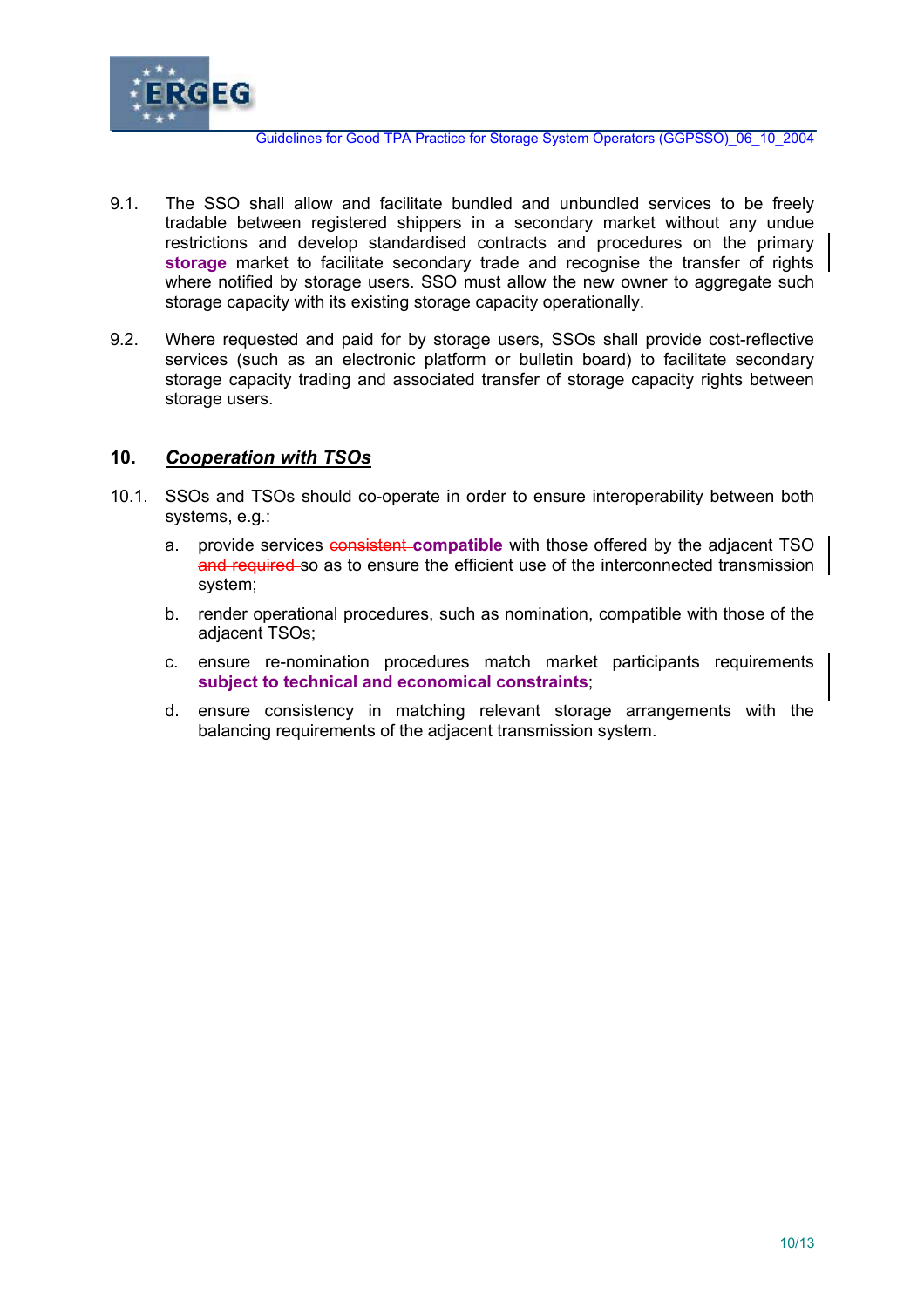9.1. The SSO shall allow and facilitate bundled and unbundled services to be freely tradable between registered shippers in a secondary market without any undue restrictions and develop standardised contracts and procedures on the primary **storage** market to facilitate secondary trade and recognise the transfer of rights where notified by storage users. SSO must allow the new owner to aggregate such storage capacity with its existing storage capacity operationally.

9.2. Where requested and paid for by storage users, SSOs shall provide cost-reflective services (such as an electronic platform or bulletin board) to facilitate secondary storage capacity trading and associated transfer of storage capacity rights between storage users.

## 10. *Cooperation with TSOs*

10.1. SSOs and TSOs should co-operate in order to ensure interoperability between both systems, e.g.:

a. provide services ~~consistent~~ **compatible** with those offered by the adjacent TSO ~~and required~~ so as to ensure the efficient use of the interconnected transmission system;

b. render operational procedures, such as nomination, compatible with those of the adjacent TSOs;

c. ensure re-nomination procedures match market participants requirements **subject to technical and economical constraints**;

d. ensure consistency in matching relevant storage arrangements with the balancing requirements of the adjacent transmission system.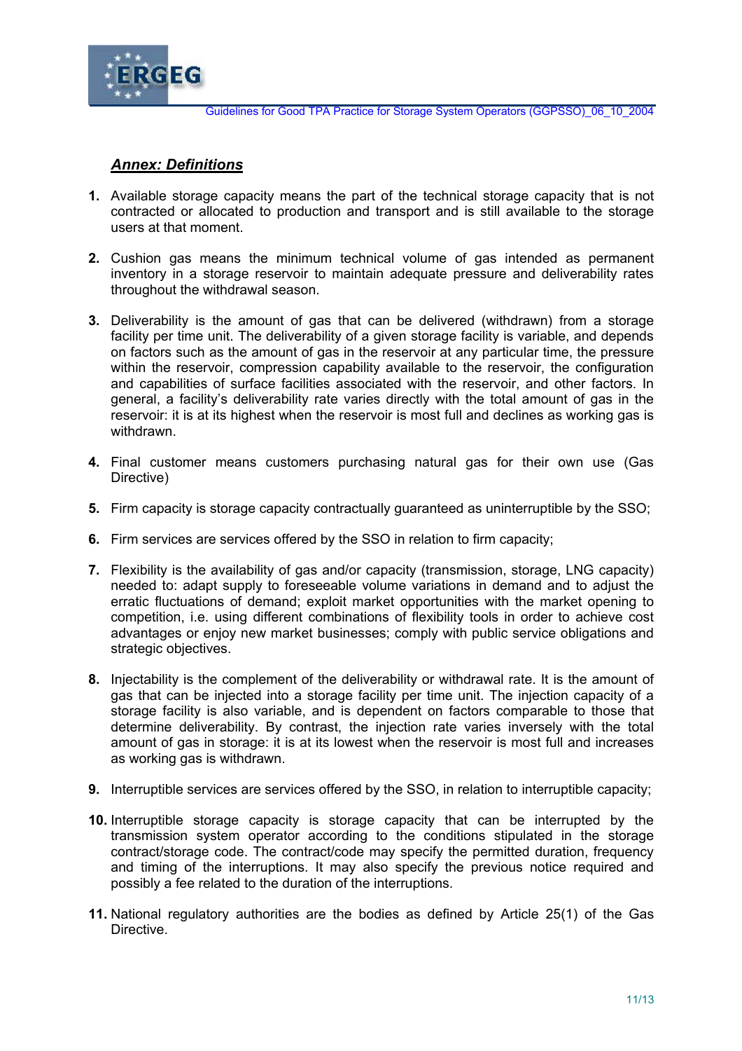## ***Annex: Definitions***

1. Available storage capacity means the part of the technical storage capacity that is not contracted or allocated to production and transport and is still available to the storage users at that moment.

2. Cushion gas means the minimum technical volume of gas intended as permanent inventory in a storage reservoir to maintain adequate pressure and deliverability rates throughout the withdrawal season.

3. Deliverability is the amount of gas that can be delivered (withdrawn) from a storage facility per time unit. The deliverability of a given storage facility is variable, and depends on factors such as the amount of gas in the reservoir at any particular time, the pressure within the reservoir, compression capability available to the reservoir, the configuration and capabilities of surface facilities associated with the reservoir, and other factors. In general, a facility's deliverability rate varies directly with the total amount of gas in the reservoir: it is at its highest when the reservoir is most full and declines as working gas is withdrawn.

4. Final customer means customers purchasing natural gas for their own use (Gas Directive)

5. Firm capacity is storage capacity contractually guaranteed as uninterruptible by the SSO;

6. Firm services are services offered by the SSO in relation to firm capacity;

7. Flexibility is the availability of gas and/or capacity (transmission, storage, LNG capacity) needed to: adapt supply to foreseeable volume variations in demand and to adjust the erratic fluctuations of demand; exploit market opportunities with the market opening to competition, i.e. using different combinations of flexibility tools in order to achieve cost advantages or enjoy new market businesses; comply with public service obligations and strategic objectives.

8. Injectability is the complement of the deliverability or withdrawal rate. It is the amount of gas that can be injected into a storage facility per time unit. The injection capacity of a storage facility is also variable, and is dependent on factors comparable to those that determine deliverability. By contrast, the injection rate varies inversely with the total amount of gas in storage: it is at its lowest when the reservoir is most full and increases as working gas is withdrawn.

9. Interruptible services are services offered by the SSO, in relation to interruptible capacity;

10. Interruptible storage capacity is storage capacity that can be interrupted by the transmission system operator according to the conditions stipulated in the storage contract/storage code. The contract/code may specify the permitted duration, frequency and timing of the interruptions. It may also specify the previous notice required and possibly a fee related to the duration of the interruptions.

11. National regulatory authorities are the bodies as defined by Article 25(1) of the Gas Directive.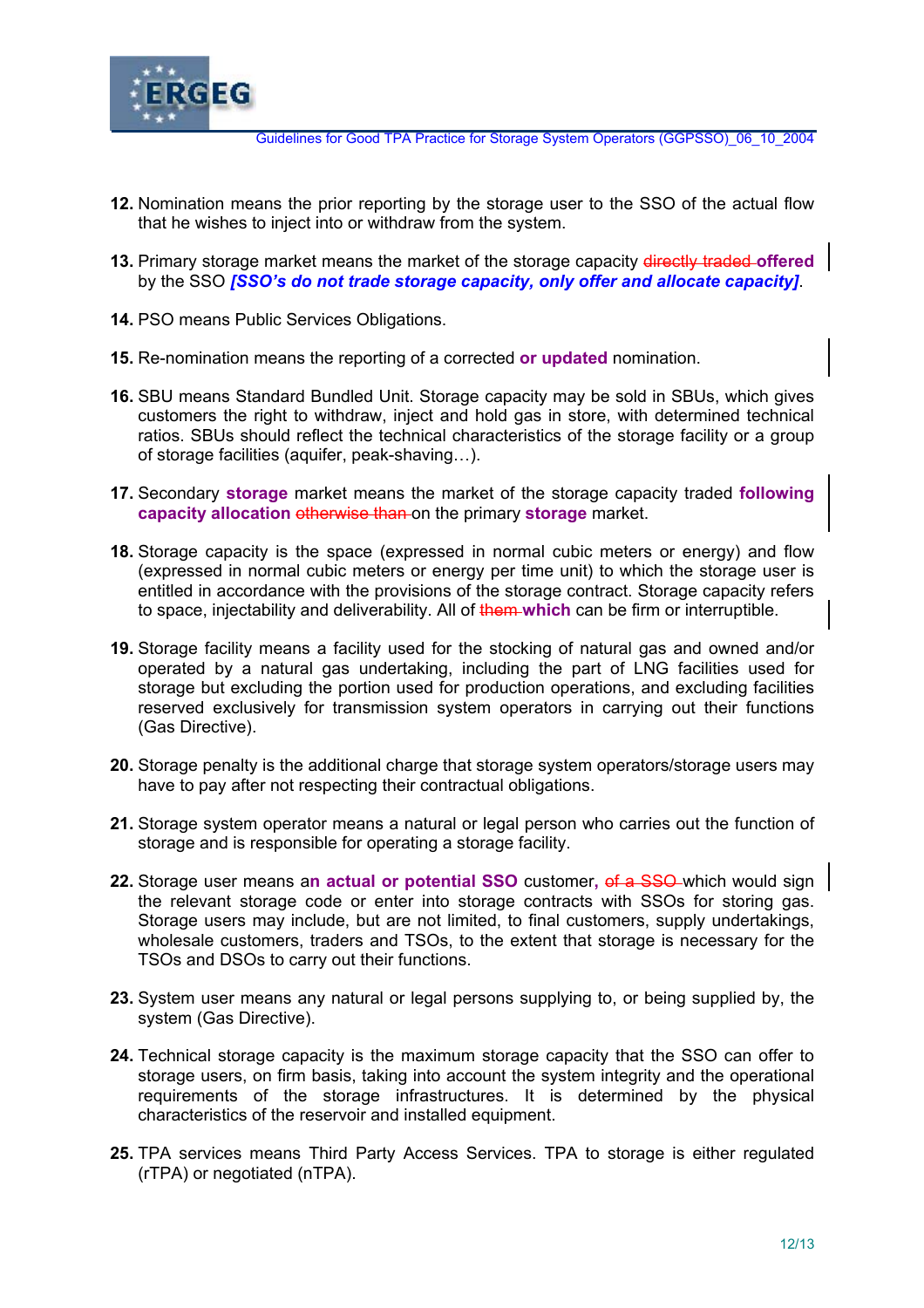12. Nomination means the prior reporting by the storage user to the SSO of the actual flow that he wishes to inject into or withdraw from the system.

13. Primary storage market means the market of the storage capacity ~~directly traded~~ **offered** by the SSO ***[SSO's do not trade storage capacity, only offer and allocate capacity]***.

14. PSO means Public Services Obligations.

15. Re-nomination means the reporting of a corrected **or updated** nomination.

16. SBU means Standard Bundled Unit. Storage capacity may be sold in SBUs, which gives customers the right to withdraw, inject and hold gas in store, with determined technical ratios. SBUs should reflect the technical characteristics of the storage facility or a group of storage facilities (aquifer, peak-shaving…).

17. Secondary **storage** market means the market of the storage capacity traded **following capacity allocation** ~~otherwise than~~ on the primary **storage** market.

18. Storage capacity is the space (expressed in normal cubic meters or energy) and flow (expressed in normal cubic meters or energy per time unit) to which the storage user is entitled in accordance with the provisions of the storage contract. Storage capacity refers to space, injectability and deliverability. All of ~~them~~ **which** can be firm or interruptible.

19. Storage facility means a facility used for the stocking of natural gas and owned and/or operated by a natural gas undertaking, including the part of LNG facilities used for storage but excluding the portion used for production operations, and excluding facilities reserved exclusively for transmission system operators in carrying out their functions (Gas Directive).

20. Storage penalty is the additional charge that storage system operators/storage users may have to pay after not respecting their contractual obligations.

21. Storage system operator means a natural or legal person who carries out the function of storage and is responsible for operating a storage facility.

22. Storage user means a**n actual or potential SSO** customer, ~~of a SSO~~ which would sign the relevant storage code or enter into storage contracts with SSOs for storing gas. Storage users may include, but are not limited, to final customers, supply undertakings, wholesale customers, traders and TSOs, to the extent that storage is necessary for the TSOs and DSOs to carry out their functions.

23. System user means any natural or legal persons supplying to, or being supplied by, the system (Gas Directive).

24. Technical storage capacity is the maximum storage capacity that the SSO can offer to storage users, on firm basis, taking into account the system integrity and the operational requirements of the storage infrastructures. It is determined by the physical characteristics of the reservoir and installed equipment.

25. TPA services means Third Party Access Services. TPA to storage is either regulated (rTPA) or negotiated (nTPA).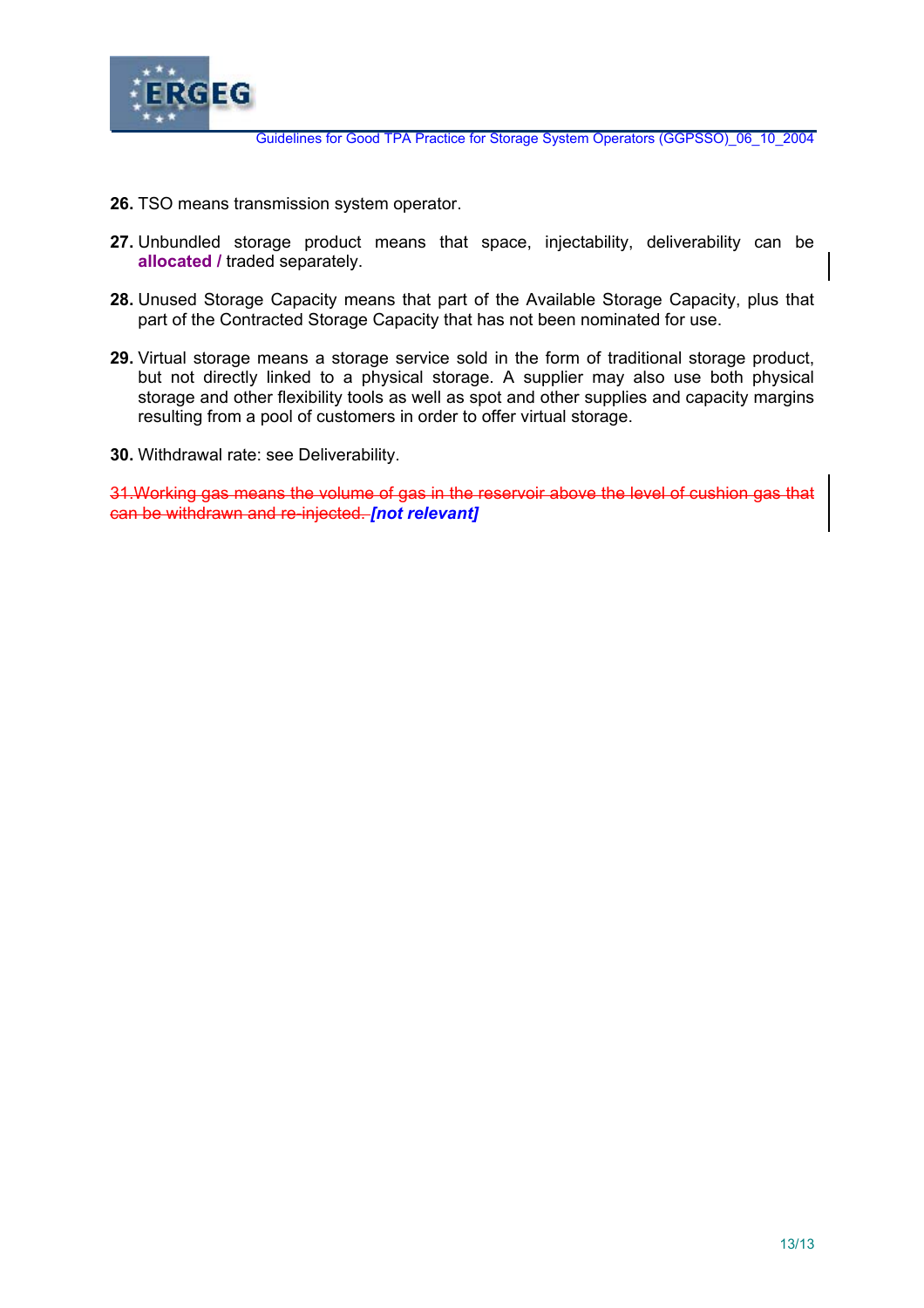**26.** TSO means transmission system operator.

**27.** Unbundled storage product means that space, injectability, deliverability can be **allocated /** traded separately.

**28.** Unused Storage Capacity means that part of the Available Storage Capacity, plus that part of the Contracted Storage Capacity that has not been nominated for use.

**29.** Virtual storage means a storage service sold in the form of traditional storage product, but not directly linked to a physical storage. A supplier may also use both physical storage and other flexibility tools as well as spot and other supplies and capacity margins resulting from a pool of customers in order to offer virtual storage.

**30.** Withdrawal rate: see Deliverability.

~~31. Working gas means the volume of gas in the reservoir above the level of cushion gas that can be withdrawn and re-injected.~~ ***[not relevant]***